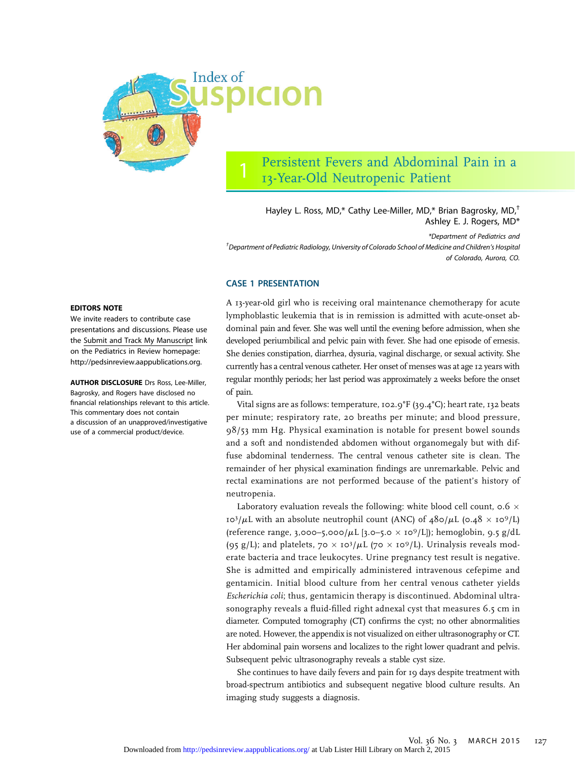# Index of Suspicion

## 1 Persistent Fevers and Abdominal Pain in a 13-Year-Old Neutropenic Patient

Hayley L. Ross, MD,* Cathy Lee-Miller, MD,* Brian Bagrosky, MD,[†] Ashley E. J. Rogers, MD*

*Department of Pediatrics and [†]Department of Pediatric Radiology, University of Colorado School of Medicine and Children's Hospital of Colorado, Aurora, CO.

**EDITORS NOTE**

We invite readers to contribute case presentations and discussions. Please use the Submit and Track My Manuscript link on the Pediatrics in Review homepage: http://pedsinreview.aappublications.org.

**AUTHOR DISCLOSURE** Drs Ross, Lee-Miller, Bagrosky, and Rogers have disclosed no financial relationships relevant to this article. This commentary does not contain a discussion of an unapproved/investigative use of a commercial product/device.

### CASE 1 PRESENTATION

A 13-year-old girl who is receiving oral maintenance chemotherapy for acute lymphoblastic leukemia that is in remission is admitted with acute-onset abdominal pain and fever. She was well until the evening before admission, when she developed periumbilical and pelvic pain with fever. She had one episode of emesis. She denies constipation, diarrhea, dysuria, vaginal discharge, or sexual activity. She currently has a central venous catheter. Her onset of menses was at age 12 years with regular monthly periods; her last period was approximately 2 weeks before the onset of pain.

Vital signs are as follows: temperature, 102.9°F (39.4°C); heart rate, 132 beats per minute; respiratory rate, 20 breaths per minute; and blood pressure, 98/53 mm Hg. Physical examination is notable for present bowel sounds and a soft and nondistended abdomen without organomegaly but with diffuse abdominal tenderness. The central venous catheter site is clean. The remainder of her physical examination findings are unremarkable. Pelvic and rectal examinations are not performed because of the patient's history of neutropenia.

Laboratory evaluation reveals the following: white blood cell count, $0.6 \times 10^3/\mu L$ with an absolute neutrophil count (ANC) of $480/\mu L$ ($0.48 \times 10^9/L$) (reference range, $3{,}000–5{,}000/\mu L$ [$3.0–5.0 \times 10^9/L$]); hemoglobin, 9.5 g/dL (95 g/L); and platelets, $70 \times 10^3/\mu L$ ($70 \times 10^9/L$). Urinalysis reveals moderate bacteria and trace leukocytes. Urine pregnancy test result is negative. She is admitted and empirically administered intravenous cefepime and gentamicin. Initial blood culture from her central venous catheter yields *Escherichia coli*; thus, gentamicin therapy is discontinued. Abdominal ultrasonography reveals a fluid-filled right adnexal cyst that measures 6.5 cm in diameter. Computed tomography (CT) confirms the cyst; no other abnormalities are noted. However, the appendix is not visualized on either ultrasonography or CT. Her abdominal pain worsens and localizes to the right lower quadrant and pelvis. Subsequent pelvic ultrasonography reveals a stable cyst size.

She continues to have daily fevers and pain for 19 days despite treatment with broad-spectrum antibiotics and subsequent negative blood culture results. An imaging study suggests a diagnosis.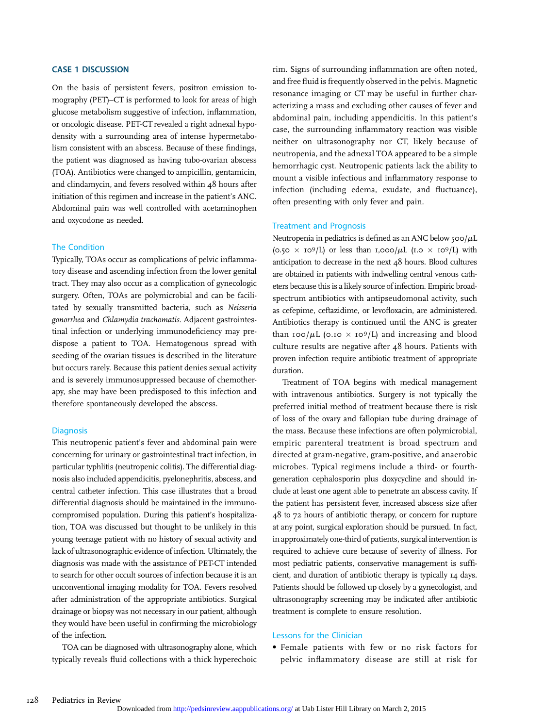## CASE 1 DISCUSSION

On the basis of persistent fevers, positron emission tomography (PET)–CT is performed to look for areas of high glucose metabolism suggestive of infection, inflammation, or oncologic disease. PET-CT revealed a right adnexal hypodensity with a surrounding area of intense hypermetabolism consistent with an abscess. Because of these findings, the patient was diagnosed as having tubo-ovarian abscess (TOA). Antibiotics were changed to ampicillin, gentamicin, and clindamycin, and fevers resolved within 48 hours after initiation of this regimen and increase in the patient's ANC. Abdominal pain was well controlled with acetaminophen and oxycodone as needed.

### The Condition

Typically, TOAs occur as complications of pelvic inflammatory disease and ascending infection from the lower genital tract. They may also occur as a complication of gynecologic surgery. Often, TOAs are polymicrobial and can be facilitated by sexually transmitted bacteria, such as *Neisseria gonorrhea* and *Chlamydia trachomatis*. Adjacent gastrointestinal infection or underlying immunodeficiency may predispose a patient to TOA. Hematogenous spread with seeding of the ovarian tissues is described in the literature but occurs rarely. Because this patient denies sexual activity and is severely immunosuppressed because of chemotherapy, she may have been predisposed to this infection and therefore spontaneously developed the abscess.

### Diagnosis

This neutropenic patient's fever and abdominal pain were concerning for urinary or gastrointestinal tract infection, in particular typhlitis (neutropenic colitis). The differential diagnosis also included appendicitis, pyelonephritis, abscess, and central catheter infection. This case illustrates that a broad differential diagnosis should be maintained in the immunocompromised population. During this patient's hospitalization, TOA was discussed but thought to be unlikely in this young teenage patient with no history of sexual activity and lack of ultrasonographic evidence of infection. Ultimately, the diagnosis was made with the assistance of PET-CT intended to search for other occult sources of infection because it is an unconventional imaging modality for TOA. Fevers resolved after administration of the appropriate antibiotics. Surgical drainage or biopsy was not necessary in our patient, although they would have been useful in confirming the microbiology of the infection.

TOA can be diagnosed with ultrasonography alone, which typically reveals fluid collections with a thick hyperechoic rim. Signs of surrounding inflammation are often noted, and free fluid is frequently observed in the pelvis. Magnetic resonance imaging or CT may be useful in further characterizing a mass and excluding other causes of fever and abdominal pain, including appendicitis. In this patient's case, the surrounding inflammatory reaction was visible neither on ultrasonography nor CT, likely because of neutropenia, and the adnexal TOA appeared to be a simple hemorrhagic cyst. Neutropenic patients lack the ability to mount a visible infectious and inflammatory response to infection (including edema, exudate, and fluctuance), often presenting with only fever and pain.

### Treatment and Prognosis

Neutropenia in pediatrics is defined as an ANC below 500/$\mu$L ($0.50 \times 10^9$/L) or less than 1,000/$\mu$L ($1.0 \times 10^9$/L) with anticipation to decrease in the next 48 hours. Blood cultures are obtained in patients with indwelling central venous catheters because this is a likely source of infection. Empiric broad-spectrum antibiotics with antipseudomonal activity, such as cefepime, ceftazidime, or levofloxacin, are administered. Antibiotics therapy is continued until the ANC is greater than 100/$\mu$L ($0.10 \times 10^9$/L) and increasing and blood culture results are negative after 48 hours. Patients with proven infection require antibiotic treatment of appropriate duration.

Treatment of TOA begins with medical management with intravenous antibiotics. Surgery is not typically the preferred initial method of treatment because there is risk of loss of the ovary and fallopian tube during drainage of the mass. Because these infections are often polymicrobial, empiric parenteral treatment is broad spectrum and directed at gram-negative, gram-positive, and anaerobic microbes. Typical regimens include a third- or fourth-generation cephalosporin plus doxycycline and should include at least one agent able to penetrate an abscess cavity. If the patient has persistent fever, increased abscess size after 48 to 72 hours of antibiotic therapy, or concern for rupture at any point, surgical exploration should be pursued. In fact, in approximately one-third of patients, surgical intervention is required to achieve cure because of severity of illness. For most pediatric patients, conservative management is sufficient, and duration of antibiotic therapy is typically 14 days. Patients should be followed up closely by a gynecologist, and ultrasonography screening may be indicated after antibiotic treatment is complete to ensure resolution.

### Lessons for the Clinician

- Female patients with few or no risk factors for pelvic inflammatory disease are still at risk for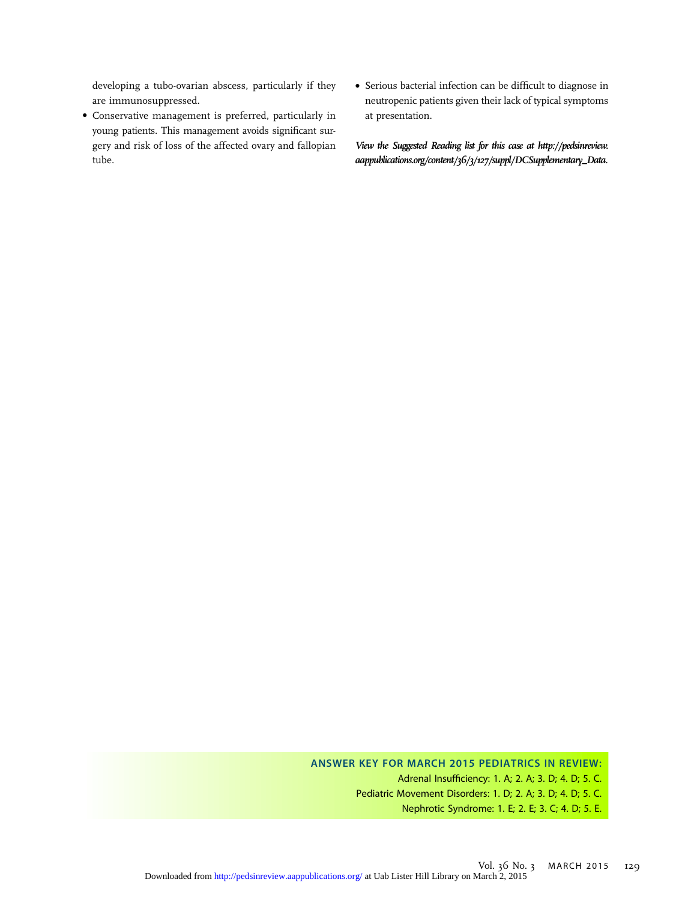developing a tubo-ovarian abscess, particularly if they are immunosuppressed.

- Conservative management is preferred, particularly in young patients. This management avoids significant surgery and risk of loss of the affected ovary and fallopian tube.
- Serious bacterial infection can be difficult to diagnose in neutropenic patients given their lack of typical symptoms at presentation.

*View the Suggested Reading list for this case at http://pedsinreview.aappublications.org/content/36/3/127/suppl/DCSupplementary_Data.*

**ANSWER KEY FOR MARCH 2015 PEDIATRICS IN REVIEW:**

Adrenal Insufficiency: 1. A; 2. A; 3. D; 4. D; 5. C.

Pediatric Movement Disorders: 1. D; 2. A; 3. D; 4. D; 5. C.

Nephrotic Syndrome: 1. E; 2. E; 3. C; 4. D; 5. E.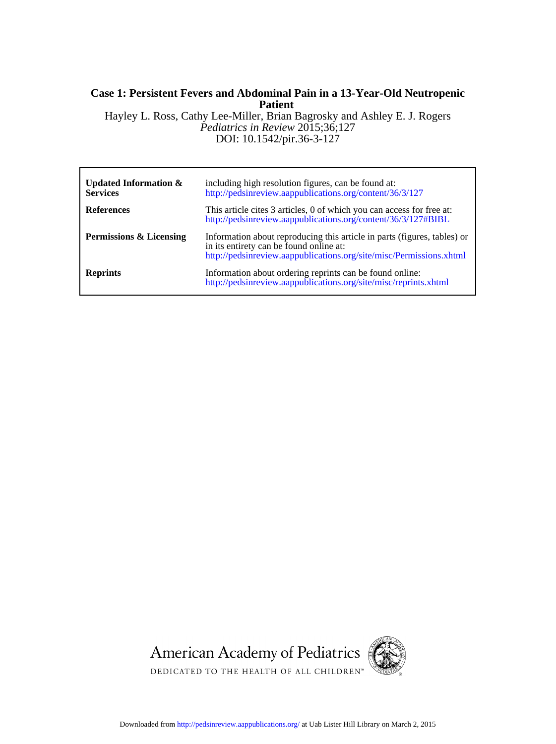**Case 1: Persistent Fevers and Abdominal Pain in a 13-Year-Old Neutropenic Patient**

Hayley L. Ross, Cathy Lee-Miller, Brian Bagrosky and Ashley E. J. Rogers

*Pediatrics in Review* 2015;36;127

DOI: 10.1542/pir.36-3-127

| | |
|---|---|
| **Updated Information & Services** | including high resolution figures, can be found at: http://pedsinreview.aappublications.org/content/36/3/127 |
| **References** | This article cites 3 articles, 0 of which you can access for free at: http://pedsinreview.aappublications.org/content/36/3/127#BIBL |
| **Permissions & Licensing** | Information about reproducing this article in parts (figures, tables) or in its entirety can be found online at: http://pedsinreview.aappublications.org/site/misc/Permissions.xhtml |
| **Reprints** | Information about ordering reprints can be found online: http://pedsinreview.aappublications.org/site/misc/reprints.xhtml |

American Academy of Pediatrics

DEDICATED TO THE HEALTH OF ALL CHILDREN™

Downloaded from http://pedsinreview.aappublications.org/ at Uab Lister Hill Library on March 2, 2015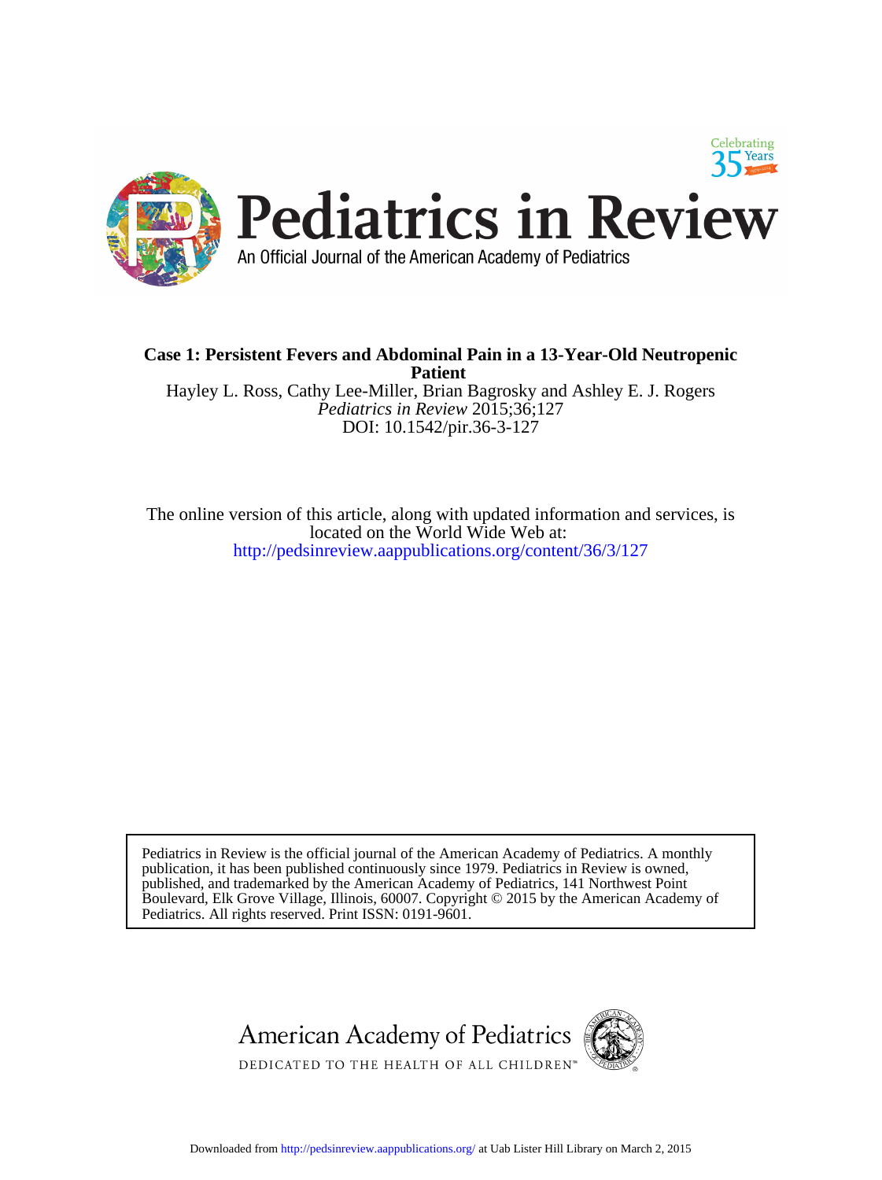# Pediatrics in Review

An Official Journal of the American Academy of Pediatrics

**Case 1: Persistent Fevers and Abdominal Pain in a 13-Year-Old Neutropenic Patient**

Hayley L. Ross, Cathy Lee-Miller, Brian Bagrosky and Ashley E. J. Rogers

*Pediatrics in Review* 2015;36;127

DOI: 10.1542/pir.36-3-127

The online version of this article, along with updated information and services, is located on the World Wide Web at:

http://pedsinreview.aappublications.org/content/36/3/127

Pediatrics in Review is the official journal of the American Academy of Pediatrics. A monthly publication, it has been published continuously since 1979. Pediatrics in Review is owned, published, and trademarked by the American Academy of Pediatrics, 141 Northwest Point Boulevard, Elk Grove Village, Illinois, 60007. Copyright © 2015 by the American Academy of Pediatrics. All rights reserved. Print ISSN: 0191-9601.

American Academy of Pediatrics

DEDICATED TO THE HEALTH OF ALL CHILDREN™